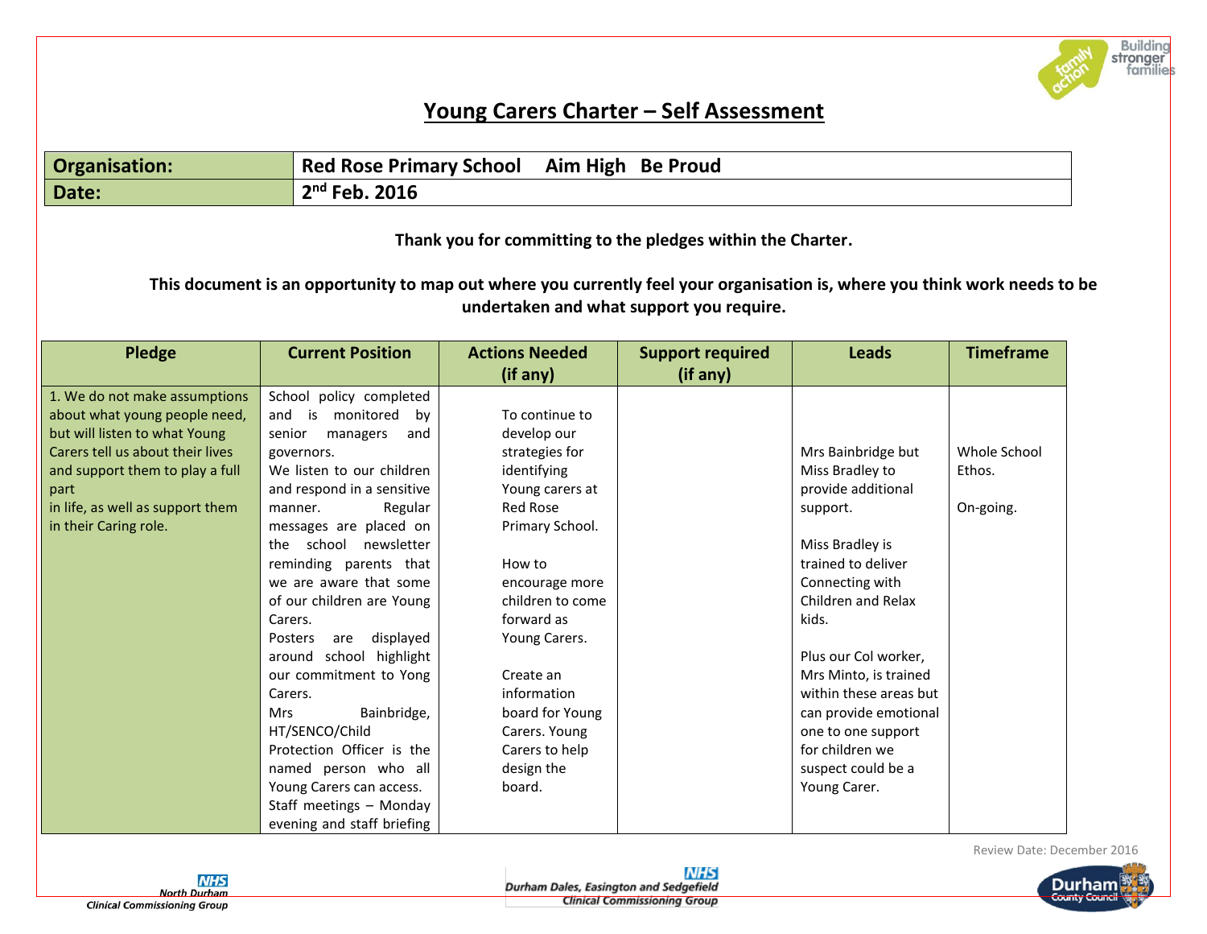# Young Carers Charter – Self Assessment

| Organisation: | Red Rose Primary School    Aim High   Be Proud |
|---|---|
| Date: | 2nd Feb. 2016 |

**Thank you for committing to the pledges within the Charter.**

**This document is an opportunity to map out where you currently feel your organisation is, where you think work needs to be undertaken and what support you require.**

| Pledge | Current Position | Actions Needed (if any) | Support required (if any) | Leads | Timeframe |
|---|---|---|---|---|---|
| 1. We do not make assumptions about what young people need, but will listen to what Young Carers tell us about their lives and support them to play a full part in life, as well as support them in their Caring role. | School policy completed and is monitored by senior managers and governors. We listen to our children and respond in a sensitive manner. Regular messages are placed on the school newsletter reminding parents that we are aware that some of our children are Young Carers. Posters are displayed around school highlight our commitment to Yong Carers. Mrs Bainbridge, HT/SENCO/Child Protection Officer is the named person who all Young Carers can access. Staff meetings – Monday evening and staff briefing | To continue to develop our strategies for identifying Young carers at Red Rose Primary School. How to encourage more children to come forward as Young Carers. Create an information board for Young Carers. Young Carers to help design the board. | | Mrs Bainbridge but Miss Bradley to provide additional support. Miss Bradley is trained to deliver Connecting with Children and Relax kids. Plus our Col worker, Mrs Minto, is trained within these areas but can provide emotional one to one support for children we suspect could be a Young Carer. | Whole School Ethos. On-going. |

Review Date: December 2016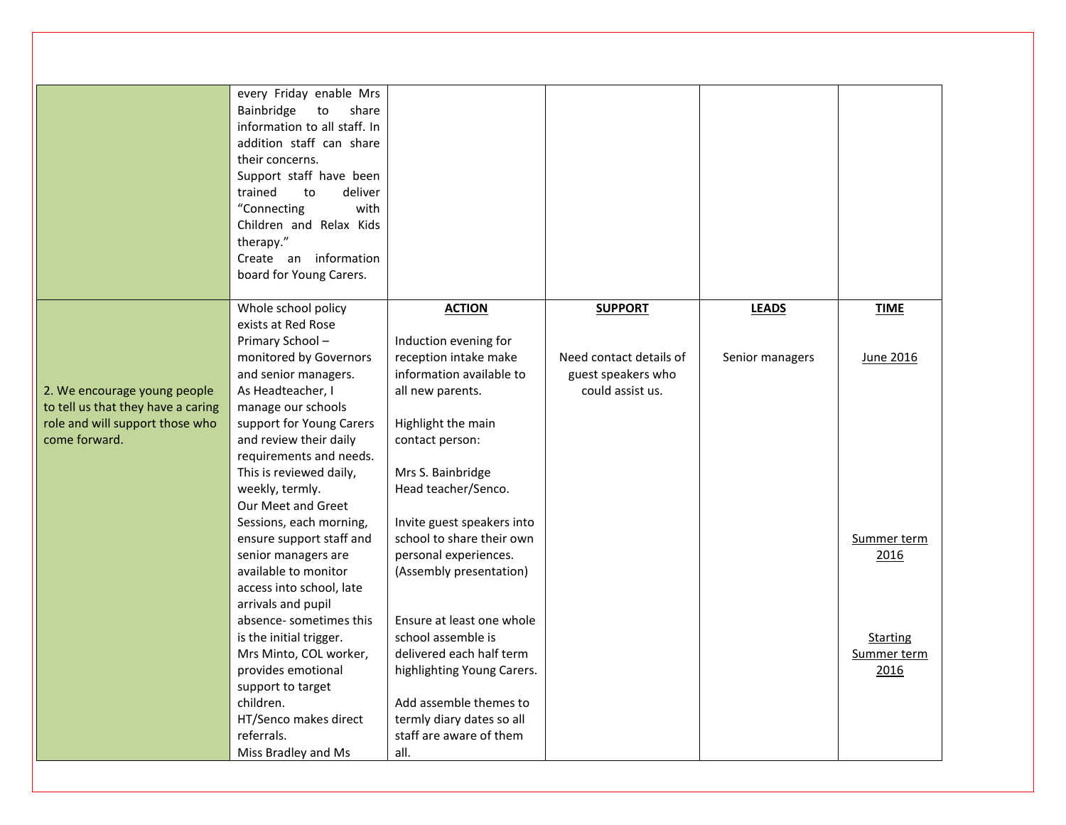| | | | | | |
|---|---|---|---|---|---|
| | every Friday enable Mrs Bainbridge to share information to all staff. In addition staff can share their concerns.<br>Support staff have been trained to deliver "Connecting with Children and Relax Kids therapy."<br>Create an information board for Young Carers. | | | | |
| 2. We encourage young people to tell us that they have a caring role and will support those who come forward. | Whole school policy exists at Red Rose Primary School – monitored by Governors and senior managers.<br>As Headteacher, I manage our schools support for Young Carers and review their daily requirements and needs.<br>This is reviewed daily, weekly, termly.<br>Our Meet and Greet Sessions, each morning, ensure support staff and senior managers are available to monitor access into school, late arrivals and pupil absence- sometimes this is the initial trigger.<br>Mrs Minto, COL worker, provides emotional support to target children.<br>HT/Senco makes direct referrals.<br>Miss Bradley and Ms | **ACTION**<br><br>Induction evening for reception intake make information available to all new parents.<br><br>Highlight the main contact person:<br><br>Mrs S. Bainbridge<br>Head teacher/Senco.<br><br>Invite guest speakers into school to share their own personal experiences. (Assembly presentation)<br><br>Ensure at least one whole school assemble is delivered each half term highlighting Young Carers.<br><br>Add assemble themes to termly diary dates so all staff are aware of them all. | **SUPPORT**<br><br>Need contact details of guest speakers who could assist us. | **LEADS**<br><br>Senior managers | **TIME**<br><br>June 2016<br><br>Summer term 2016<br><br>Starting Summer term 2016 |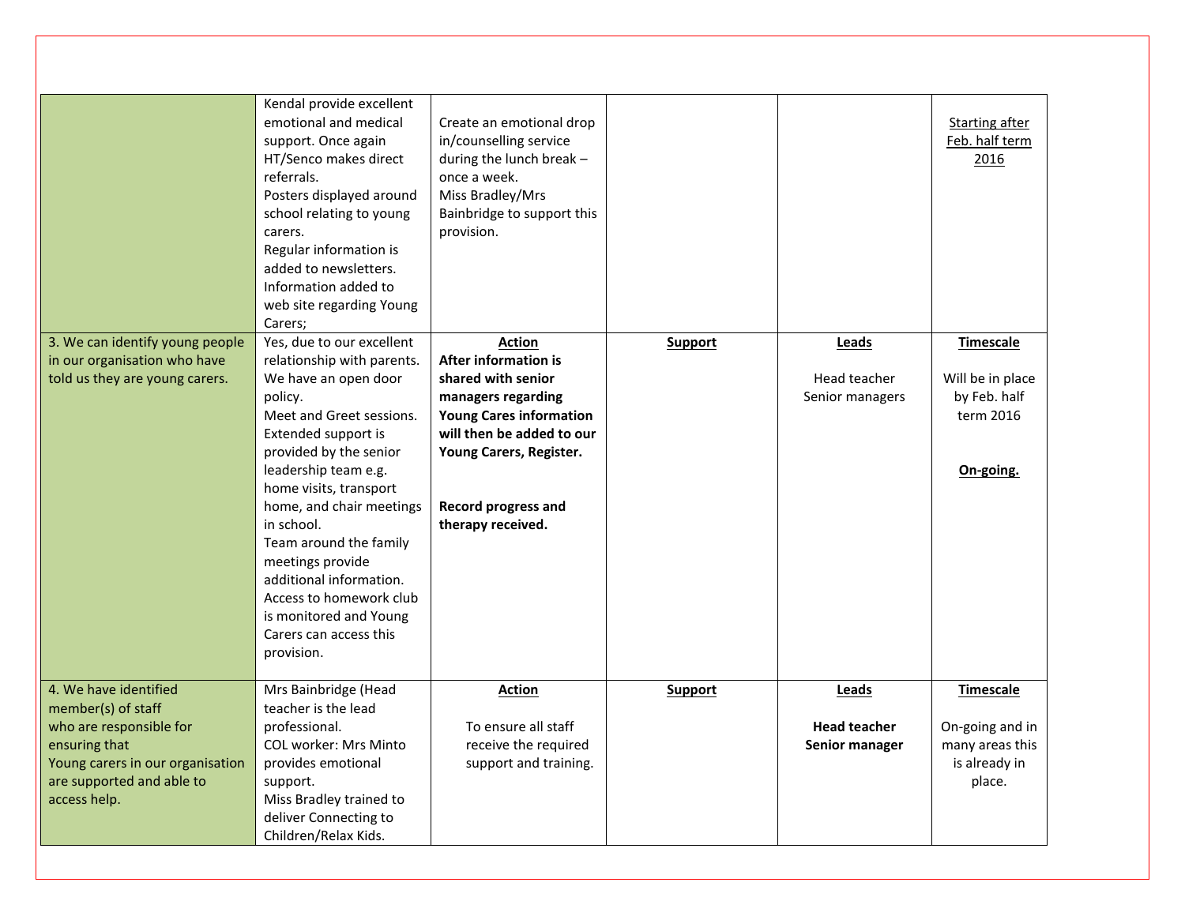| | | | | | |
|---|---|---|---|---|---|
| | Kendal provide excellent emotional and medical support. Once again HT/Senco makes direct referrals.<br>Posters displayed around school relating to young carers.<br>Regular information is added to newsletters.<br>Information added to web site regarding Young Carers; | Create an emotional drop in/counselling service during the lunch break – once a week.<br>Miss Bradley/Mrs Bainbridge to support this provision. | | | Starting after Feb. half term 2016 |
| 3. We can identify young people in our organisation who have told us they are young carers. | Yes, due to our excellent relationship with parents. We have an open door policy.<br>Meet and Greet sessions.<br>Extended support is provided by the senior leadership team e.g. home visits, transport home, and chair meetings in school.<br>Team around the family meetings provide additional information.<br>Access to homework club is monitored and Young Carers can access this provision. | **Action**<br>**After information is shared with senior managers regarding Young Cares information will then be added to our Young Carers, Register.**<br><br>**Record progress and therapy received.** | **Support** | **Leads**<br><br>Head teacher<br>Senior managers | **Timescale**<br><br>Will be in place by Feb. half term 2016<br><br>**On-going.** |
| 4. We have identified member(s) of staff who are responsible for ensuring that Young carers in our organisation are supported and able to access help. | Mrs Bainbridge (Head teacher is the lead professional.<br>COL worker: Mrs Minto provides emotional support.<br>Miss Bradley trained to deliver Connecting to Children/Relax Kids. | **Action**<br><br>To ensure all staff receive the required support and training. | **Support** | **Leads**<br><br>**Head teacher**<br>**Senior manager** | **Timescale**<br><br>On-going and in many areas this is already in place. |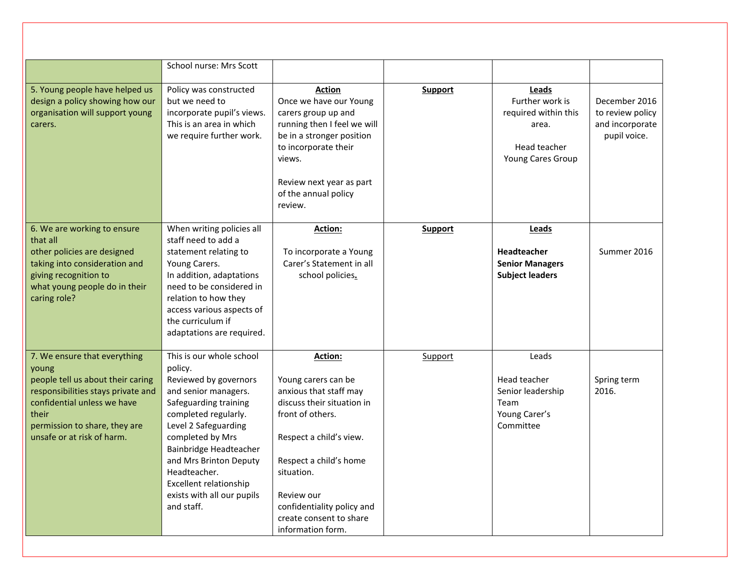| | | | | | |
|---|---|---|---|---|---|
| | School nurse: Mrs Scott | | | | |
| 5. Young people have helped us design a policy showing how our organisation will support young carers. | Policy was constructed but we need to incorporate pupil's views. This is an area in which we require further work. | **Action**<br>Once we have our Young carers group up and running then I feel we will be in a stronger position to incorporate their views.<br><br>Review next year as part of the annual policy review. | **Support** | **Leads**<br>Further work is required within this area.<br><br>Head teacher<br>Young Cares Group | December 2016 to review policy and incorporate pupil voice. |
| 6. We are working to ensure that all other policies are designed taking into consideration and giving recognition to what young people do in their caring role? | When writing policies all staff need to add a statement relating to Young Carers.<br>In addition, adaptations need to be considered in relation to how they access various aspects of the curriculum if adaptations are required. | **Action:**<br><br>To incorporate a Young Carer's Statement in all school policies. | **Support** | **Leads**<br><br>**Headteacher**<br>**Senior Managers**<br>**Subject leaders** | Summer 2016 |
| 7. We ensure that everything young people tell us about their caring responsibilities stays private and confidential unless we have their permission to share, they are unsafe or at risk of harm. | This is our whole school policy.<br>Reviewed by governors and senior managers.<br>Safeguarding training completed regularly.<br>Level 2 Safeguarding completed by Mrs Bainbridge Headteacher and Mrs Brinton Deputy Headteacher.<br>Excellent relationship exists with all our pupils and staff. | **Action:**<br><br>Young carers can be anxious that staff may discuss their situation in front of others.<br><br>Respect a child's view.<br><br>Respect a child's home situation.<br><br>Review our confidentiality policy and create consent to share information form. | Support | Leads<br><br>Head teacher<br>Senior leadership Team<br>Young Carer's Committee | Spring term 2016. |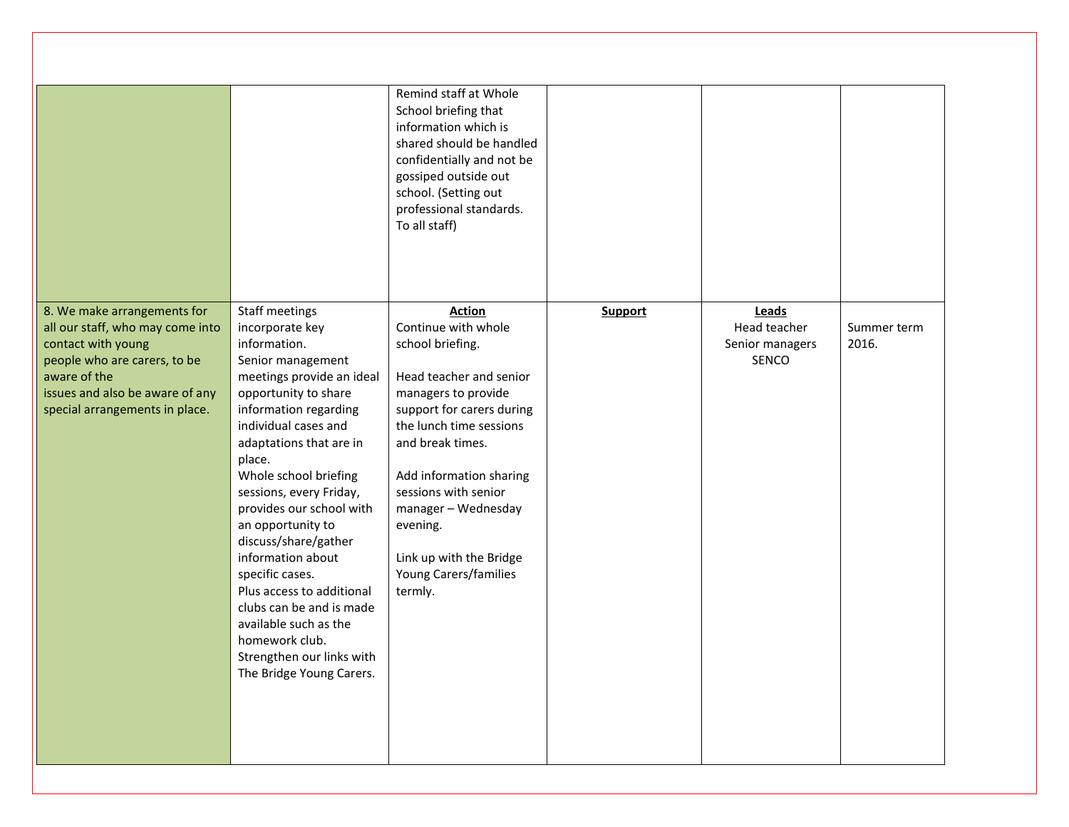| | | | | | |
|---|---|---|---|---|---|
| | | Remind staff at Whole School briefing that information which is shared should be handled confidentially and not be gossiped outside out school. (Setting out professional standards. To all staff) | | | |
| 8. We make arrangements for all our staff, who may come into contact with young people who are carers, to be aware of the issues and also be aware of any special arrangements in place. | Staff meetings incorporate key information.<br>Senior management meetings provide an ideal opportunity to share information regarding individual cases and adaptations that are in place.<br>Whole school briefing sessions, every Friday, provides our school with an opportunity to discuss/share/gather information about specific cases.<br>Plus access to additional clubs can be and is made available such as the homework club.<br>Strengthen our links with The Bridge Young Carers. | **Action**<br>Continue with whole school briefing.<br><br>Head teacher and senior managers to provide support for carers during the lunch time sessions and break times.<br><br>Add information sharing sessions with senior manager – Wednesday evening.<br><br>Link up with the Bridge Young Carers/families termly. | **Support** | **Leads**<br>Head teacher<br>Senior managers<br>SENCO | Summer term 2016. |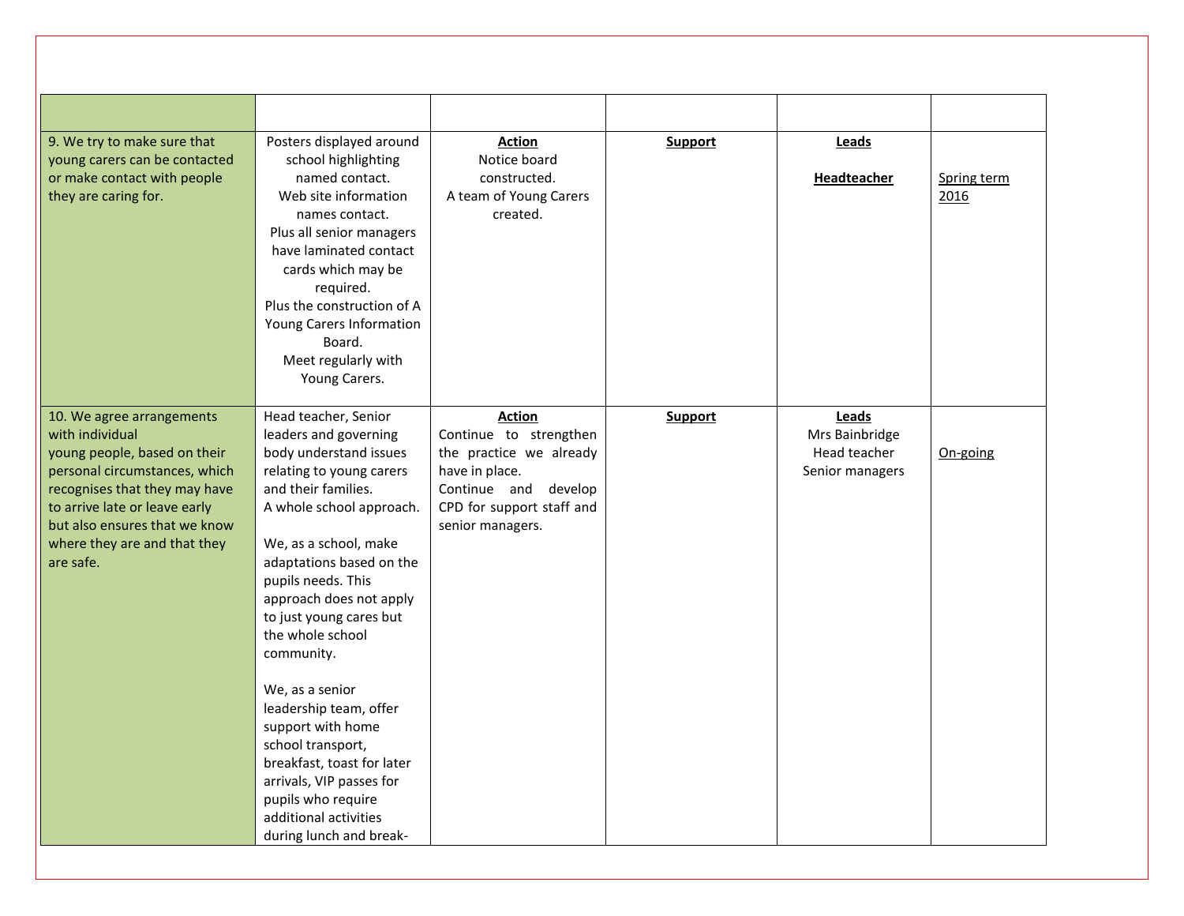| | | | | | |
|---|---|---|---|---|---|
| 9. We try to make sure that young carers can be contacted or make contact with people they are caring for. | Posters displayed around school highlighting named contact. Web site information names contact. Plus all senior managers have laminated contact cards which may be required. Plus the construction of A Young Carers Information Board. Meet regularly with Young Carers. | **Action** Notice board constructed. A team of Young Carers created. | **Support** | **Leads** **Headteacher** | Spring term 2016 |
| 10. We agree arrangements with individual young people, based on their personal circumstances, which recognises that they may have to arrive late or leave early but also ensures that we know where they are and that they are safe. | Head teacher, Senior leaders and governing body understand issues relating to young carers and their families. A whole school approach.<br><br>We, as a school, make adaptations based on the pupils needs. This approach does not apply to just young cares but the whole school community.<br><br>We, as a senior leadership team, offer support with home school transport, breakfast, toast for later arrivals, VIP passes for pupils who require additional activities during lunch and break- | **Action** Continue to strengthen the practice we already have in place. Continue and develop CPD for support staff and senior managers. | **Support** | **Leads** Mrs Bainbridge Head teacher Senior managers | On-going |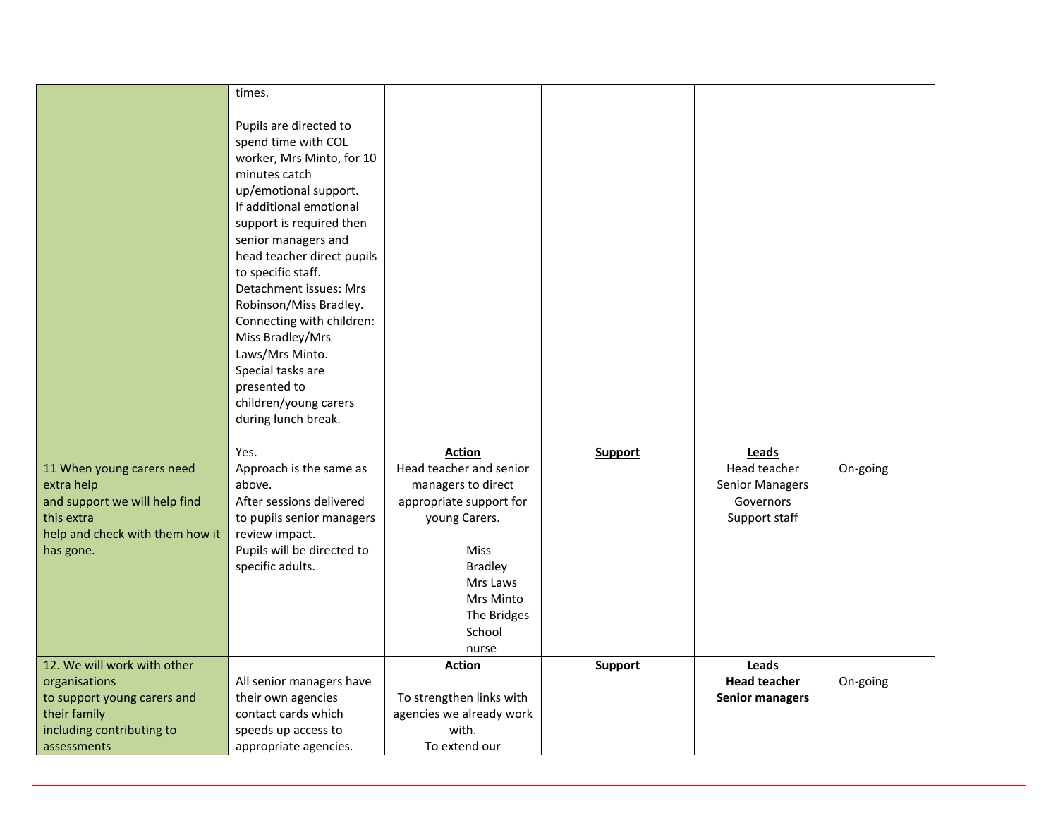| | | | | | |
|---|---|---|---|---|---|
| | times.<br><br>Pupils are directed to spend time with COL worker, Mrs Minto, for 10 minutes catch up/emotional support.<br>If additional emotional support is required then senior managers and head teacher direct pupils to specific staff.<br>Detachment issues: Mrs Robinson/Miss Bradley.<br>Connecting with children: Miss Bradley/Mrs Laws/Mrs Minto.<br>Special tasks are presented to children/young carers during lunch break. | | | | |
| 11 When young carers need extra help and support we will help find this extra help and check with them how it has gone. | Yes.<br>Approach is the same as above.<br>After sessions delivered to pupils senior managers review impact.<br>Pupils will be directed to specific adults. | **Action**<br>Head teacher and senior managers to direct appropriate support for young Carers.<br><br>Miss Bradley<br>Mrs Laws<br>Mrs Minto<br>The Bridges<br>School nurse | **Support** | **Leads**<br>Head teacher<br>Senior Managers<br>Governors<br>Support staff | On-going |
| 12. We will work with other organisations to support young carers and their family including contributing to assessments | All senior managers have their own agencies contact cards which speeds up access to appropriate agencies. | **Action**<br><br>To strengthen links with agencies we already work with.<br>To extend our | **Support** | **Leads**<br>**Head teacher**<br>**Senior managers** | On-going |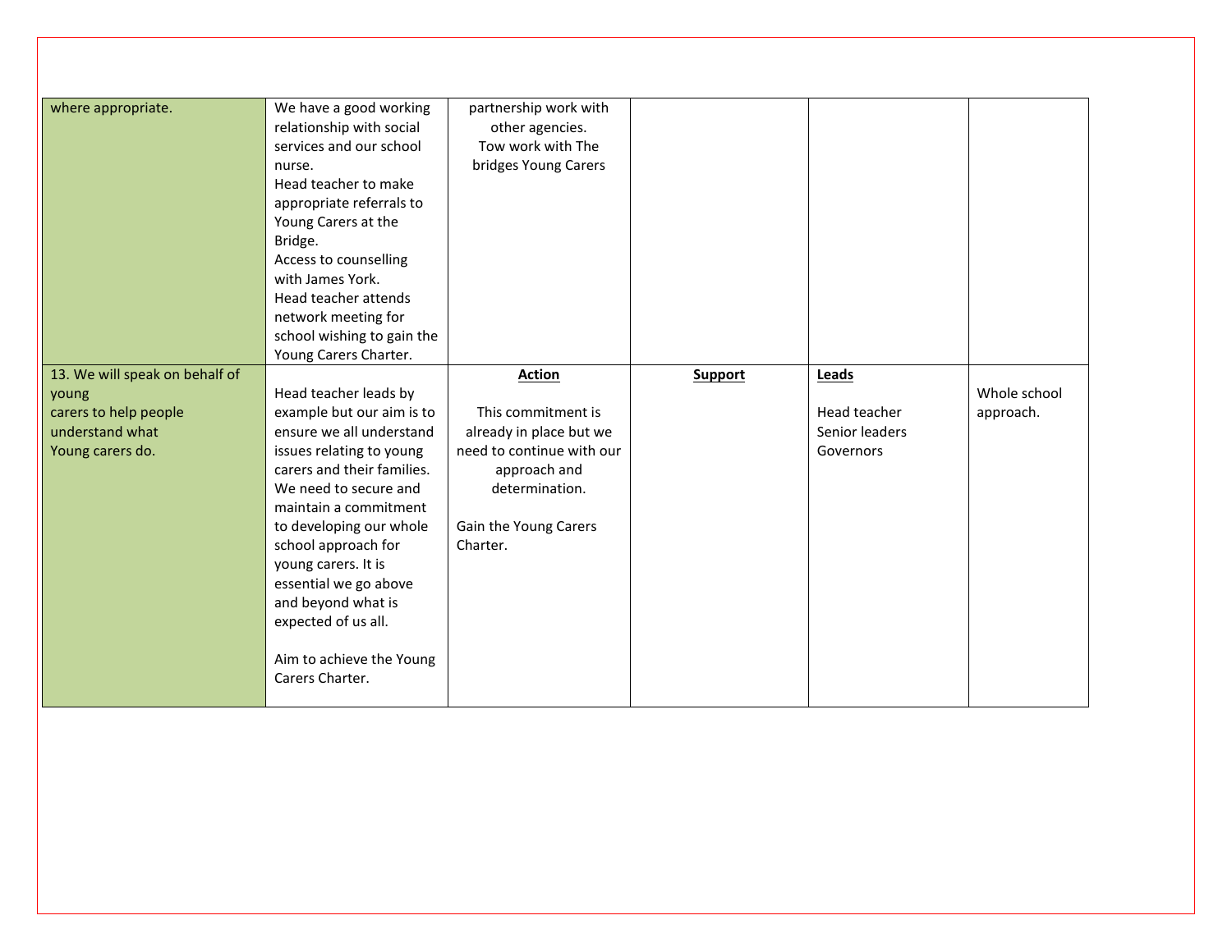| | | | | | |
|---|---|---|---|---|---|
| where appropriate. | We have a good working relationship with social services and our school nurse.<br>Head teacher to make appropriate referrals to Young Carers at the Bridge.<br>Access to counselling with James York.<br>Head teacher attends network meeting for school wishing to gain the Young Carers Charter. | partnership work with other agencies.<br>Tow work with The bridges Young Carers | | | |
| 13. We will speak on behalf of young carers to help people understand what Young carers do. | Head teacher leads by example but our aim is to ensure we all understand issues relating to young carers and their families. We need to secure and maintain a commitment to developing our whole school approach for young carers. It is essential we go above and beyond what is expected of us all.<br><br>Aim to achieve the Young Carers Charter. | **Action**<br><br>This commitment is already in place but we need to continue with our approach and determination.<br><br>Gain the Young Carers Charter. | **Support** | **Leads**<br><br>Head teacher<br>Senior leaders<br>Governors | Whole school approach. |